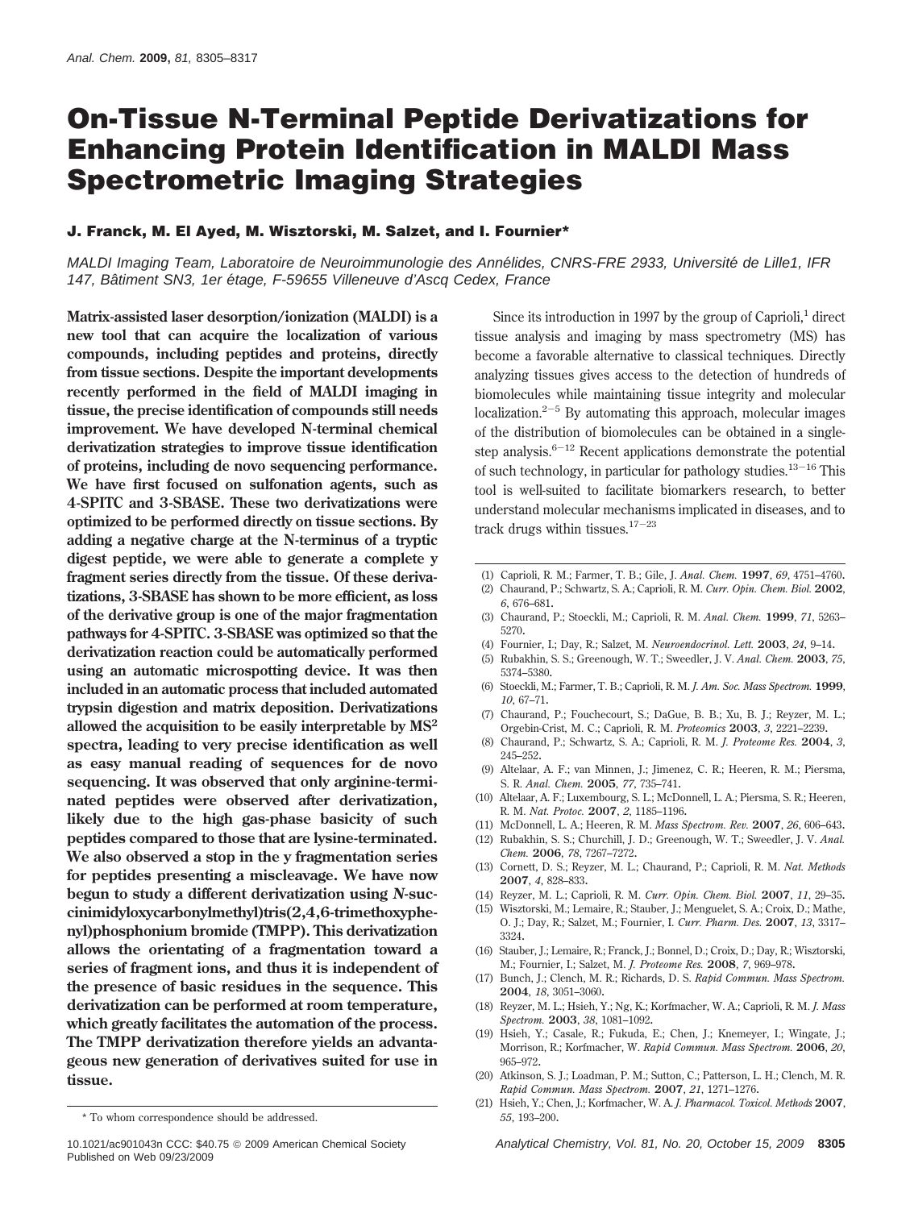# On-Tissue N-Terminal Peptide Derivatizations for Enhancing Protein Identification in MALDI Mass Spectrometric Imaging Strategies

**J. Franck, M. El Ayed, M. Wisztorski, M. Salzet, and I. Fournier***

*MALDI Imaging Team, Laboratoire de Neuroimmunologie des Annélides, CNRS-FRE 2933, Université de Lille1, IFR 147, Bâtiment SN3, 1er étage, F-59655 Villeneuve d'Ascq Cedex, France*

**Matrix-assisted laser desorption/ionization (MALDI) is a new tool that can acquire the localization of various compounds, including peptides and proteins, directly from tissue sections. Despite the important developments recently performed in the field of MALDI imaging in tissue, the precise identification of compounds still needs improvement. We have developed N-terminal chemical derivatization strategies to improve tissue identification of proteins, including de novo sequencing performance. We have first focused on sulfonation agents, such as 4-SPITC and 3-SBASE. These two derivatizations were optimized to be performed directly on tissue sections. By adding a negative charge at the N-terminus of a tryptic digest peptide, we were able to generate a complete y fragment series directly from the tissue. Of these derivatizations, 3-SBASE has shown to be more efficient, as loss of the derivative group is one of the major fragmentation pathways for 4-SPITC. 3-SBASE was optimized so that the derivatization reaction could be automatically performed using an automatic microspotting device. It was then included in an automatic process that included automated trypsin digestion and matrix deposition. Derivatizations allowed the acquisition to be easily interpretable by MS$^2$ spectra, leading to very precise identification as well as easy manual reading of sequences for de novo sequencing. It was observed that only arginine-terminated peptides were observed after derivatization, likely due to the high gas-phase basicity of such peptides compared to those that are lysine-terminated. We also observed a stop in the y fragmentation series for peptides presenting a miscleavage. We have now begun to study a different derivatization using *N*-succinimidyloxycarbonylmethyl)tris(2,4,6-trimethoxyphenyl)phosphonium bromide (TMPP). This derivatization allows the orientating of a fragmentation toward a series of fragment ions, and thus it is independent of the presence of basic residues in the sequence. This derivatization can be performed at room temperature, which greatly facilitates the automation of the process. The TMPP derivatization therefore yields an advantageous new generation of derivatives suited for use in tissue.**

Since its introduction in 1997 by the group of Caprioli,[1] direct tissue analysis and imaging by mass spectrometry (MS) has become a favorable alternative to classical techniques. Directly analyzing tissues gives access to the detection of hundreds of biomolecules while maintaining tissue integrity and molecular localization.[2−5] By automating this approach, molecular images of the distribution of biomolecules can be obtained in a single-step analysis.[6−12] Recent applications demonstrate the potential of such technology, in particular for pathology studies.[13−16] This tool is well-suited to facilitate biomarkers research, to better understand molecular mechanisms implicated in diseases, and to track drugs within tissues.[17−23]

\* To whom correspondence should be addressed.

(1) Caprioli, R. M.; Farmer, T. B.; Gile, J. *Anal. Chem.* **1997**, *69*, 4751–4760.
(2) Chaurand, P.; Schwartz, S. A.; Caprioli, R. M. *Curr. Opin. Chem. Biol.* **2002**, *6*, 676–681.
(3) Chaurand, P.; Stoeckli, M.; Caprioli, R. M. *Anal. Chem.* **1999**, *71*, 5263–5270.
(4) Fournier, I.; Day, R.; Salzet, M. *Neuroendocrinol. Lett.* **2003**, *24*, 9–14.
(5) Rubakhin, S. S.; Greenough, W. T.; Sweedler, J. V. *Anal. Chem.* **2003**, *75*, 5374–5380.
(6) Stoeckli, M.; Farmer, T. B.; Caprioli, R. M. *J. Am. Soc. Mass Spectrom.* **1999**, *10*, 67–71.
(7) Chaurand, P.; Fouchecourt, S.; DaGue, B. B.; Xu, B. J.; Reyzer, M. L.; Orgebin-Crist, M. C.; Caprioli, R. M. *Proteomics* **2003**, *3*, 2221–2239.
(8) Chaurand, P.; Schwartz, S. A.; Caprioli, R. M. *J. Proteome Res.* **2004**, *3*, 245–252.
(9) Altelaar, A. F.; van Minnen, J.; Jimenez, C. R.; Heeren, R. M.; Piersma, S. R. *Anal. Chem.* **2005**, *77*, 735–741.
(10) Altelaar, A. F.; Luxembourg, S. L.; McDonnell, L. A.; Piersma, S. R.; Heeren, R. M. *Nat. Protoc.* **2007**, *2*, 1185–1196.
(11) McDonnell, L. A.; Heeren, R. M. *Mass Spectrom. Rev.* **2007**, *26*, 606–643.
(12) Rubakhin, S. S.; Churchill, J. D.; Greenough, W. T.; Sweedler, J. V. *Anal. Chem.* **2006**, *78*, 7267–7272.
(13) Cornett, D. S.; Reyzer, M. L.; Chaurand, P.; Caprioli, R. M. *Nat. Methods* **2007**, *4*, 828–833.
(14) Reyzer, M. L.; Caprioli, R. M. *Curr. Opin. Chem. Biol.* **2007**, *11*, 29–35.
(15) Wisztorski, M.; Lemaire, R.; Stauber, J.; Menguelet, S. A.; Croix, D.; Mathe, O. J.; Day, R.; Salzet, M.; Fournier, I. *Curr. Pharm. Des.* **2007**, *13*, 3317–3324.
(16) Stauber, J.; Lemaire, R.; Franck, J.; Bonnel, D.; Croix, D.; Day, R.; Wisztorski, M.; Fournier, I.; Salzet, M. *J. Proteome Res.* **2008**, *7*, 969–978.
(17) Bunch, J.; Clench, M. R.; Richards, D. S. *Rapid Commun. Mass Spectrom.* **2004**, *18*, 3051–3060.
(18) Reyzer, M. L.; Hsieh, Y.; Ng, K.; Korfmacher, W. A.; Caprioli, R. M. *J. Mass Spectrom.* **2003**, *38*, 1081–1092.
(19) Hsieh, Y.; Casale, R.; Fukuda, E.; Chen, J.; Knemeyer, I.; Wingate, J.; Morrison, R.; Korfmacher, W. *Rapid Commun. Mass Spectrom.* **2006**, *20*, 965–972.
(20) Atkinson, S. J.; Loadman, P. M.; Sutton, C.; Patterson, L. H.; Clench, M. R. *Rapid Commun. Mass Spectrom.* **2007**, *21*, 1271–1276.
(21) Hsieh, Y.; Chen, J.; Korfmacher, W. A. *J. Pharmacol. Toxicol. Methods* **2007**, *55*, 193–200.

10.1021/ac901043n CCC: $40.75 © 2009 American Chemical Society
Published on Web 09/23/2009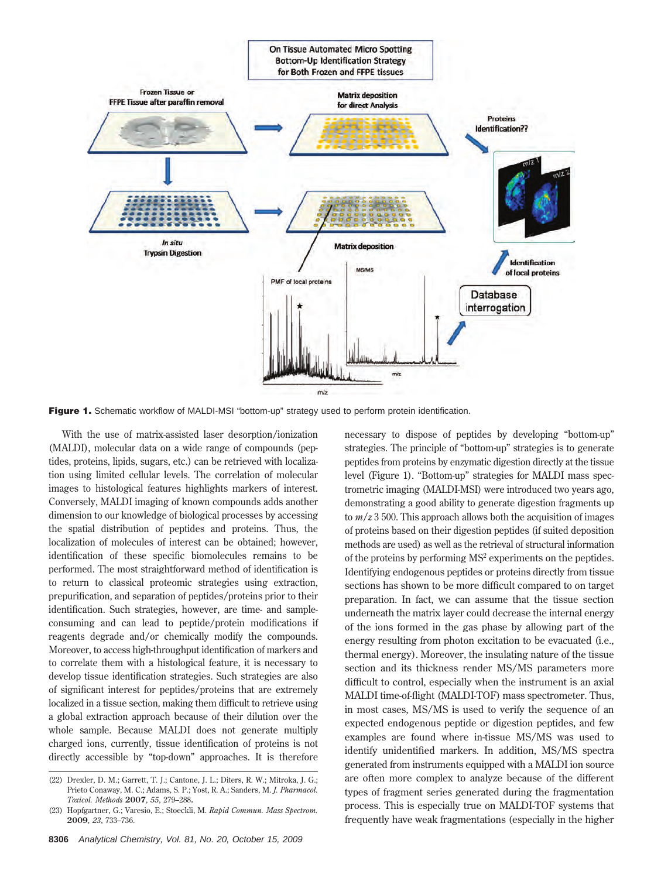**Figure 1.** Schematic workflow of MALDI-MSI “bottom-up” strategy used to perform protein identification.

With the use of matrix-assisted laser desorption/ionization (MALDI), molecular data on a wide range of compounds (peptides, proteins, lipids, sugars, etc.) can be retrieved with localization using limited cellular levels. The correlation of molecular images to histological features highlights markers of interest. Conversely, MALDI imaging of known compounds adds another dimension to our knowledge of biological processes by accessing the spatial distribution of peptides and proteins. Thus, the localization of molecules of interest can be obtained; however, identification of these specific biomolecules remains to be performed. The most straightforward method of identification is to return to classical proteomic strategies using extraction, prepurification, and separation of peptides/proteins prior to their identification. Such strategies, however, are time- and sample-consuming and can lead to peptide/protein modifications if reagents degrade and/or chemically modify the compounds. Moreover, to access high-throughput identification of markers and to correlate them with a histological feature, it is necessary to develop tissue identification strategies. Such strategies are also of significant interest for peptides/proteins that are extremely localized in a tissue section, making them difficult to retrieve using a global extraction approach because of their dilution over the whole sample. Because MALDI does not generate multiply charged ions, currently, tissue identification of proteins is not directly accessible by “top-down” approaches. It is therefore necessary to dispose of peptides by developing “bottom-up” strategies. The principle of “bottom-up” strategies is to generate peptides from proteins by enzymatic digestion directly at the tissue level (Figure 1). “Bottom-up” strategies for MALDI mass spectrometric imaging (MALDI-MSI) were introduced two years ago, demonstrating a good ability to generate digestion fragments up to $m/z$ 3 500. This approach allows both the acquisition of images of proteins based on their digestion peptides (if suited deposition methods are used) as well as the retrieval of structural information of the proteins by performing $MS^2$ experiments on the peptides. Identifying endogenous peptides or proteins directly from tissue sections has shown to be more difficult compared to on target preparation. In fact, we can assume that the tissue section underneath the matrix layer could decrease the internal energy of the ions formed in the gas phase by allowing part of the energy resulting from photon excitation to be evacuated (i.e., thermal energy). Moreover, the insulating nature of the tissue section and its thickness render MS/MS parameters more difficult to control, especially when the instrument is an axial MALDI time-of-flight (MALDI-TOF) mass spectrometer. Thus, in most cases, MS/MS is used to verify the sequence of an expected endogenous peptide or digestion peptides, and few examples are found where in-tissue MS/MS was used to identify unidentified markers. In addition, MS/MS spectra generated from instruments equipped with a MALDI ion source are often more complex to analyze because of the different types of fragment series generated during the fragmentation process. This is especially true on MALDI-TOF systems that frequently have weak fragmentations (especially in the higher

(22) Drexler, D. M.; Garrett, T. J.; Cantone, J. L.; Diters, R. W.; Mitroka, J. G.; Prieto Conaway, M. C.; Adams, S. P.; Yost, R. A.; Sanders, M. *J. Pharmacol. Toxicol. Methods* **2007**, *55*, 279–288.

(23) Hopfgartner, G.; Varesio, E.; Stoeckli, M. *Rapid Commun. Mass Spectrom.* **2009**, *23*, 733–736.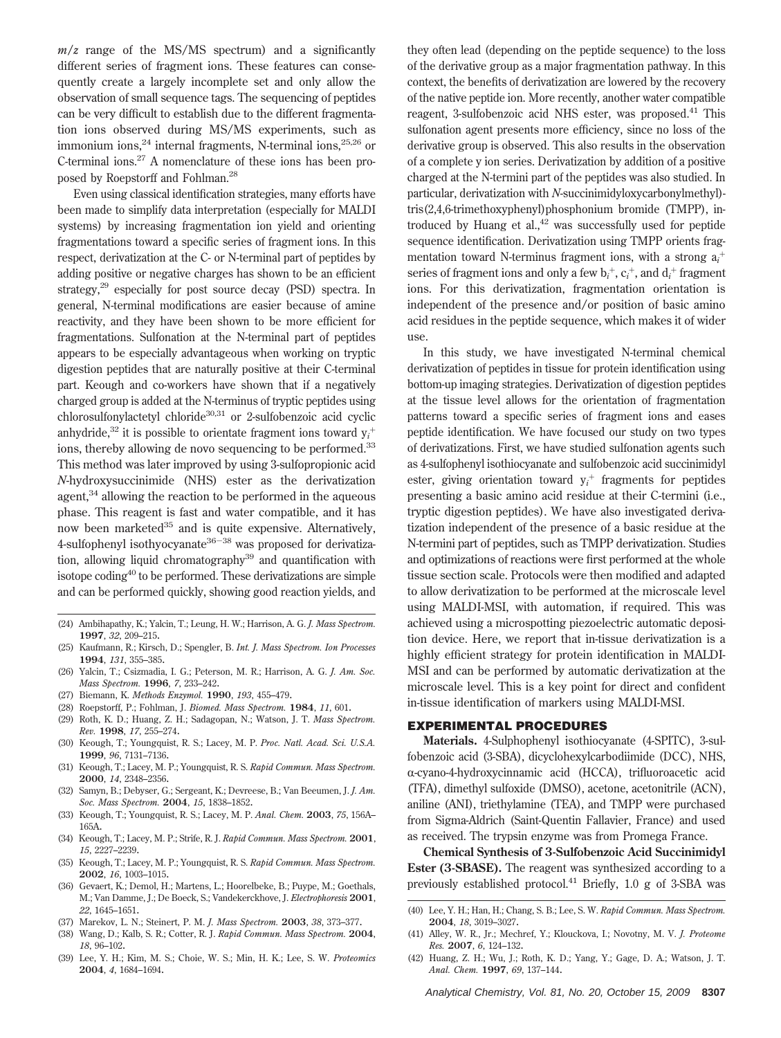*m/z* range of the MS/MS spectrum) and a significantly different series of fragment ions. These features can consequently create a largely incomplete set and only allow the observation of small sequence tags. The sequencing of peptides can be very difficult to establish due to the different fragmentation ions observed during MS/MS experiments, such as immonium ions,[24] internal fragments, N-terminal ions,[25,26] or C-terminal ions.[27] A nomenclature of these ions has been proposed by Roepstorff and Fohlman.[28]

Even using classical identification strategies, many efforts have been made to simplify data interpretation (especially for MALDI systems) by increasing fragmentation ion yield and orienting fragmentations toward a specific series of fragment ions. In this respect, derivatization at the C- or N-terminal part of peptides by adding positive or negative charges has shown to be an efficient strategy,[29] especially for post source decay (PSD) spectra. In general, N-terminal modifications are easier because of amine reactivity, and they have been shown to be more efficient for fragmentations. Sulfonation at the N-terminal part of peptides appears to be especially advantageous when working on tryptic digestion peptides that are naturally positive at their C-terminal part. Keough and co-workers have shown that if a negatively charged group is added at the N-terminus of tryptic peptides using chlorosulfonylactetyl chloride[30,31] or 2-sulfobenzoic acid cyclic anhydride,[32] it is possible to orientate fragment ions toward $y_i^+$ ions, thereby allowing de novo sequencing to be performed.[33] This method was later improved by using 3-sulfopropionic acid *N*-hydroxysuccinimide (NHS) ester as the derivatization agent,[34] allowing the reaction to be performed in the aqueous phase. This reagent is fast and water compatible, and it has now been marketed[35] and is quite expensive. Alternatively, 4-sulfophenyl isothyocyanate[36−38] was proposed for derivatization, allowing liquid chromatography[39] and quantification with isotope coding[40] to be performed. These derivatizations are simple and can be performed quickly, showing good reaction yields, and they often lead (depending on the peptide sequence) to the loss of the derivative group as a major fragmentation pathway. In this context, the benefits of derivatization are lowered by the recovery of the native peptide ion. More recently, another water compatible reagent, 3-sulfobenzoic acid NHS ester, was proposed.[41] This sulfonation agent presents more efficiency, since no loss of the derivative group is observed. This also results in the observation of a complete y ion series. Derivatization by addition of a positive charged at the N-termini part of the peptides was also studied. In particular, derivatization with *N*-succinimidyloxycarbonylmethyl)-tris(2,4,6-trimethoxyphenyl)phosphonium bromide (TMPP), introduced by Huang et al.,[42] was successfully used for peptide sequence identification. Derivatization using TMPP orients fragmentation toward N-terminus fragment ions, with a strong $a_i^+$ series of fragment ions and only a few $b_i^+$, $c_i^+$, and $d_i^+$ fragment ions. For this derivatization, fragmentation orientation is independent of the presence and/or position of basic amino acid residues in the peptide sequence, which makes it of wider use.

In this study, we have investigated N-terminal chemical derivatization of peptides in tissue for protein identification using bottom-up imaging strategies. Derivatization of digestion peptides at the tissue level allows for the orientation of fragmentation patterns toward a specific series of fragment ions and eases peptide identification. We have focused our study on two types of derivatizations. First, we have studied sulfonation agents such as 4-sulfophenyl isothiocyanate and sulfobenzoic acid succinimidyl ester, giving orientation toward $y_i^+$ fragments for peptides presenting a basic amino acid residue at their C-termini (i.e., tryptic digestion peptides). We have also investigated derivatization independent of the presence of a basic residue at the N-termini part of peptides, such as TMPP derivatization. Studies and optimizations of reactions were first performed at the whole tissue section scale. Protocols were then modified and adapted to allow derivatization to be performed at the microscale level using MALDI-MSI, with automation, if required. This was achieved using a microspotting piezoelectric automatic deposition device. Here, we report that in-tissue derivatization is a highly efficient strategy for protein identification in MALDI-MSI and can be performed by automatic derivatization at the microscale level. This is a key point for direct and confident in-tissue identification of markers using MALDI-MSI.

## EXPERIMENTAL PROCEDURES

**Materials.** 4-Sulphophenyl isothiocyanate (4-SPITC), 3-sulfobenzoic acid (3-SBA), dicyclohexylcarbodiimide (DCC), NHS, α-cyano-4-hydroxycinnamic acid (HCCA), trifluoroacetic acid (TFA), dimethyl sulfoxide (DMSO), acetone, acetonitrile (ACN), aniline (ANI), triethylamine (TEA), and TMPP were purchased from Sigma-Aldrich (Saint-Quentin Fallavier, France) and used as received. The trypsin enzyme was from Promega France.

**Chemical Synthesis of 3-Sulfobenzoic Acid Succinimidyl Ester (3-SBASE).** The reagent was synthesized according to a previously established protocol.[41] Briefly, 1.0 g of 3-SBA was

(24) Ambihapathy, K.; Yalcin, T.; Leung, H. W.; Harrison, A. G. *J. Mass Spectrom.* **1997**, *32*, 209–215.
(25) Kaufmann, R.; Kirsch, D.; Spengler, B. *Int. J. Mass Spectrom. Ion Processes* **1994**, *131*, 355–385.
(26) Yalcin, T.; Csizmadia, I. G.; Peterson, M. R.; Harrison, A. G. *J. Am. Soc. Mass Spectrom.* **1996**, *7*, 233–242.
(27) Biemann, K. *Methods Enzymol.* **1990**, *193*, 455–479.
(28) Roepstorff, P.; Fohlman, J. *Biomed. Mass Spectrom.* **1984**, *11*, 601.
(29) Roth, K. D.; Huang, Z. H.; Sadagopan, N.; Watson, J. T. *Mass Spectrom. Rev.* **1998**, *17*, 255–274.
(30) Keough, T.; Youngquist, R. S.; Lacey, M. P. *Proc. Natl. Acad. Sci. U.S.A.* **1999**, *96*, 7131–7136.
(31) Keough, T.; Lacey, M. P.; Youngquist, R. S. *Rapid Commun. Mass Spectrom.* **2000**, *14*, 2348–2356.
(32) Samyn, B.; Debyser, G.; Sergeant, K.; Devreese, B.; Van Beeumen, J. *J. Am. Soc. Mass Spectrom.* **2004**, *15*, 1838–1852.
(33) Keough, T.; Youngquist, R. S.; Lacey, M. P. *Anal. Chem.* **2003**, *75*, 156A–165A.
(34) Keough, T.; Lacey, M. P.; Strife, R. J. *Rapid Commun. Mass Spectrom.* **2001**, *15*, 2227–2239.
(35) Keough, T.; Lacey, M. P.; Youngquist, R. S. *Rapid Commun. Mass Spectrom.* **2002**, *16*, 1003–1015.
(36) Gevaert, K.; Demol, H.; Martens, L.; Hoorelbeke, B.; Puype, M.; Goethals, M.; Van Damme, J.; De Boeck, S.; Vandekerckhove, J. *Electrophoresis* **2001**, *22*, 1645–1651.
(37) Marekov, L. N.; Steinert, P. M. *J. Mass Spectrom.* **2003**, *38*, 373–377.
(38) Wang, D.; Kalb, S. R.; Cotter, R. J. *Rapid Commun. Mass Spectrom.* **2004**, *18*, 96–102.
(39) Lee, Y. H.; Kim, M. S.; Choie, W. S.; Min, H. K.; Lee, S. W. *Proteomics* **2004**, *4*, 1684–1694.
(40) Lee, Y. H.; Han, H.; Chang, S. B.; Lee, S. W. *Rapid Commun. Mass Spectrom.* **2004**, *18*, 3019–3027.
(41) Alley, W. R., Jr.; Mechref, Y.; Klouckova, I.; Novotny, M. V. *J. Proteome Res.* **2007**, *6*, 124–132.
(42) Huang, Z. H.; Wu, J.; Roth, K. D.; Yang, Y.; Gage, D. A.; Watson, J. T. *Anal. Chem.* **1997**, *69*, 137–144.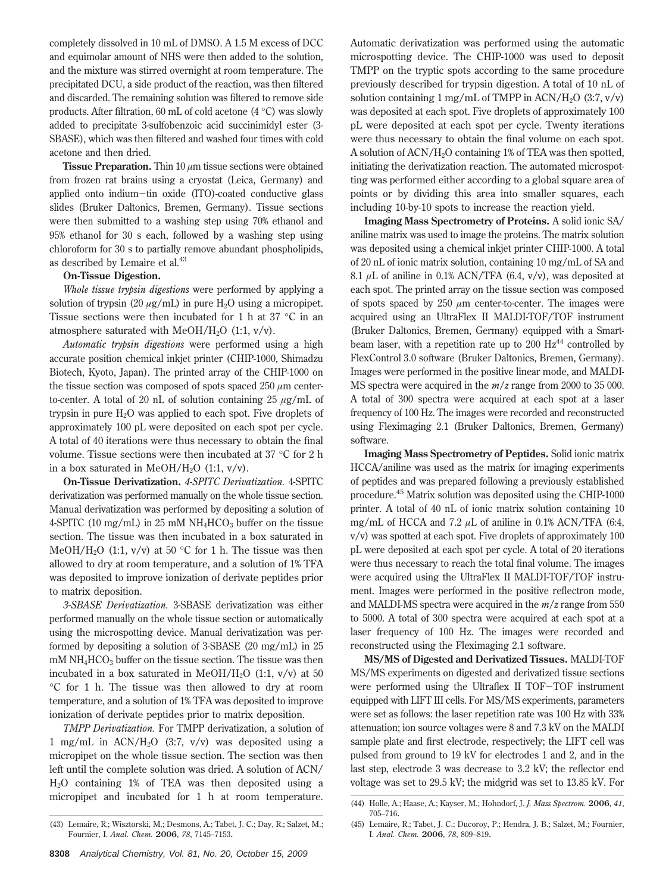completely dissolved in 10 mL of DMSO. A 1.5 M excess of DCC and equimolar amount of NHS were then added to the solution, and the mixture was stirred overnight at room temperature. The precipitated DCU, a side product of the reaction, was then filtered and discarded. The remaining solution was filtered to remove side products. After filtration, 60 mL of cold acetone (4 °C) was slowly added to precipitate 3-sulfobenzoic acid succinimidyl ester (3-SBASE), which was then filtered and washed four times with cold acetone and then dried.

**Tissue Preparation.** Thin 10 $\mu$m tissue sections were obtained from frozen rat brains using a cryostat (Leica, Germany) and applied onto indium−tin oxide (ITO)-coated conductive glass slides (Bruker Daltonics, Bremen, Germany). Tissue sections were then submitted to a washing step using 70% ethanol and 95% ethanol for 30 s each, followed by a washing step using chloroform for 30 s to partially remove abundant phospholipids, as described by Lemaire et al.[43]

**On-Tissue Digestion.**

*Whole tissue trypsin digestions* were performed by applying a solution of trypsin (20 $\mu$g/mL) in pure $H_2O$ using a micropipet. Tissue sections were then incubated for 1 h at 37 °C in an atmosphere saturated with $MeOH/H_2O$ (1:1, v/v).

*Automatic trypsin digestions* were performed using a high accurate position chemical inkjet printer (CHIP-1000, Shimadzu Biotech, Kyoto, Japan). The printed array of the CHIP-1000 on the tissue section was composed of spots spaced 250 $\mu$m center-to-center. A total of 20 nL of solution containing 25 $\mu$g/mL of trypsin in pure $H_2O$ was applied to each spot. Five droplets of approximately 100 pL were deposited on each spot per cycle. A total of 40 iterations were thus necessary to obtain the final volume. Tissue sections were then incubated at 37 °C for 2 h in a box saturated in $MeOH/H_2O$ (1:1, v/v).

**On-Tissue Derivatization.** *4-SPITC Derivatization.* 4-SPITC derivatization was performed manually on the whole tissue section. Manual derivatization was performed by depositing a solution of 4-SPITC (10 mg/mL) in 25 mM $NH_4HCO_3$ buffer on the tissue section. The tissue was then incubated in a box saturated in $MeOH/H_2O$ (1:1, v/v) at 50 °C for 1 h. The tissue was then allowed to dry at room temperature, and a solution of 1% TFA was deposited to improve ionization of derivate peptides prior to matrix deposition.

*3-SBASE Derivatization.* 3-SBASE derivatization was either performed manually on the whole tissue section or automatically using the microspotting device. Manual derivatization was performed by depositing a solution of 3-SBASE (20 mg/mL) in 25 mM $NH_4HCO_3$ buffer on the tissue section. The tissue was then incubated in a box saturated in $MeOH/H_2O$ (1:1, v/v) at 50 °C for 1 h. The tissue was then allowed to dry at room temperature, and a solution of 1% TFA was deposited to improve ionization of derivate peptides prior to matrix deposition.

*TMPP Derivatization.* For TMPP derivatization, a solution of 1 mg/mL in $ACN/H_2O$ (3:7, v/v) was deposited using a micropipet on the whole tissue section. The section was then left until the complete solution was dried. A solution of $ACN/H_2O$ containing 1% of TEA was then deposited using a micropipet and incubated for 1 h at room temperature. Automatic derivatization was performed using the automatic microspotting device. The CHIP-1000 was used to deposit TMPP on the tryptic spots according to the same procedure previously described for trypsin digestion. A total of 10 nL of solution containing 1 mg/mL of TMPP in $ACN/H_2O$ (3:7, v/v) was deposited at each spot. Five droplets of approximately 100 pL were deposited at each spot per cycle. Twenty iterations were thus necessary to obtain the final volume on each spot. A solution of $ACN/H_2O$ containing 1% of TEA was then spotted, initiating the derivatization reaction. The automated microspotting was performed either according to a global square area of points or by dividing this area into smaller squares, each including 10-by-10 spots to increase the reaction yield.

**Imaging Mass Spectrometry of Proteins.** A solid ionic SA/aniline matrix was used to image the proteins. The matrix solution was deposited using a chemical inkjet printer CHIP-1000. A total of 20 nL of ionic matrix solution, containing 10 mg/mL of SA and 8.1 $\mu$L of aniline in 0.1% ACN/TFA (6.4, v/v), was deposited at each spot. The printed array on the tissue section was composed of spots spaced by 250 $\mu$m center-to-center. The images were acquired using an UltraFlex II MALDI-TOF/TOF instrument (Bruker Daltonics, Bremen, Germany) equipped with a Smartbeam laser, with a repetition rate up to 200 Hz[44] controlled by FlexControl 3.0 software (Bruker Daltonics, Bremen, Germany). Images were performed in the positive linear mode, and MALDI-MS spectra were acquired in the $m/z$ range from 2000 to 35 000. A total of 300 spectra were acquired at each spot at a laser frequency of 100 Hz. The images were recorded and reconstructed using Fleximaging 2.1 (Bruker Daltonics, Bremen, Germany) software.

**Imaging Mass Spectrometry of Peptides.** Solid ionic matrix HCCA/aniline was used as the matrix for imaging experiments of peptides and was prepared following a previously established procedure.[45] Matrix solution was deposited using the CHIP-1000 printer. A total of 40 nL of ionic matrix solution containing 10 mg/mL of HCCA and 7.2 $\mu$L of aniline in 0.1% ACN/TFA (6:4, v/v) was spotted at each spot. Five droplets of approximately 100 pL were deposited at each spot per cycle. A total of 20 iterations were thus necessary to reach the total final volume. The images were acquired using the UltraFlex II MALDI-TOF/TOF instrument. Images were performed in the positive reflectron mode, and MALDI-MS spectra were acquired in the $m/z$ range from 550 to 5000. A total of 300 spectra were acquired at each spot at a laser frequency of 100 Hz. The images were recorded and reconstructed using the Fleximaging 2.1 software.

**MS/MS of Digested and Derivatized Tissues.** MALDI-TOF MS/MS experiments on digested and derivatized tissue sections were performed using the Ultraflex II TOF−TOF instrument equipped with LIFT III cells. For MS/MS experiments, parameters were set as follows: the laser repetition rate was 100 Hz with 33% attenuation; ion source voltages were 8 and 7.3 kV on the MALDI sample plate and first electrode, respectively; the LIFT cell was pulsed from ground to 19 kV for electrodes 1 and 2, and in the last step, electrode 3 was decrease to 3.2 kV; the reflector end voltage was set to 29.5 kV; the midgrid was set to 13.85 kV. For

(43) Lemaire, R.; Wisztorski, M.; Desmons, A.; Tabet, J. C.; Day, R.; Salzet, M.; Fournier, I. *Anal. Chem.* **2006**, *78*, 7145–7153.

(44) Holle, A.; Haase, A.; Kayser, M.; Hohndorf, J. *J. Mass Spectrom.* **2006**, *41*, 705–716.

(45) Lemaire, R.; Tabet, J. C.; Ducoroy, P.; Hendra, J. B.; Salzet, M.; Fournier, I. *Anal. Chem.* **2006**, *78*, 809–819.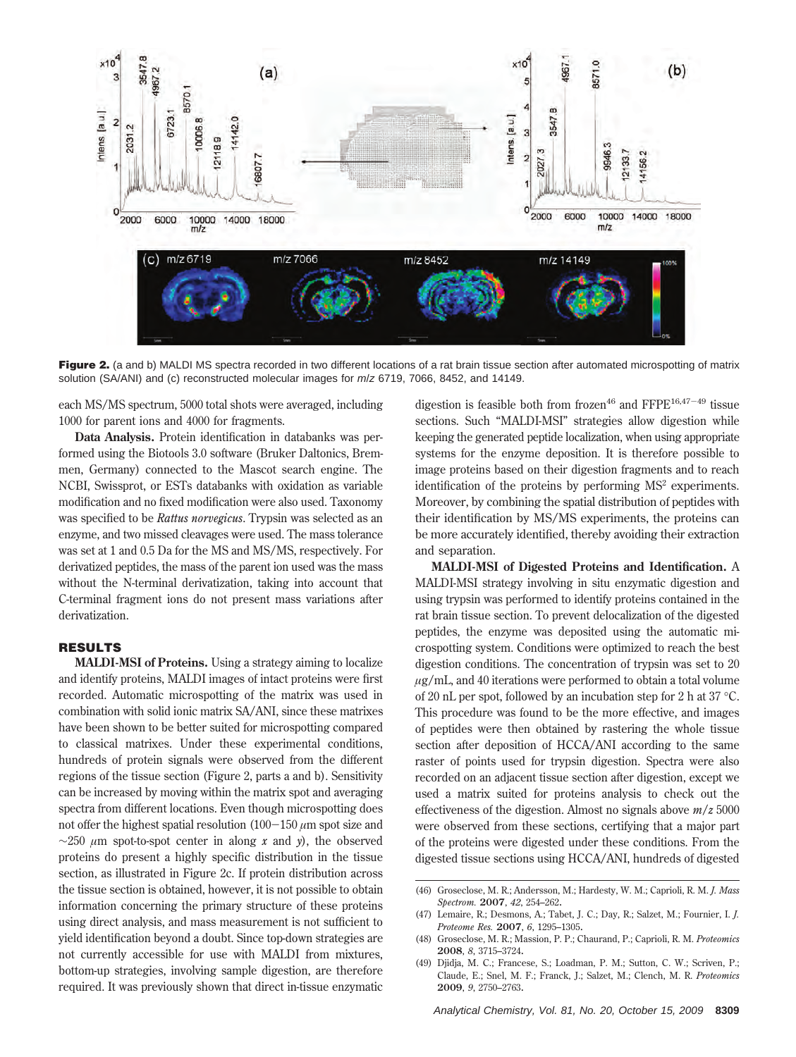Figure 2. (a and b) MALDI MS spectra recorded in two different locations of a rat brain tissue section after automated microspotting of matrix solution (SA/ANI) and (c) reconstructed molecular images for *m/z* 6719, 7066, 8452, and 14149.

each MS/MS spectrum, 5000 total shots were averaged, including 1000 for parent ions and 4000 for fragments.

**Data Analysis.** Protein identification in databanks was performed using the Biotools 3.0 software (Bruker Daltonics, Bremmen, Germany) connected to the Mascot search engine. The NCBI, Swissprot, or ESTs databanks with oxidation as variable modification and no fixed modification were also used. Taxonomy was specified to be *Rattus norvegicus*. Trypsin was selected as an enzyme, and two missed cleavages were used. The mass tolerance was set at 1 and 0.5 Da for the MS and MS/MS, respectively. For derivatized peptides, the mass of the parent ion used was the mass without the N-terminal derivatization, taking into account that C-terminal fragment ions do not present mass variations after derivatization.

## RESULTS

**MALDI-MSI of Proteins.** Using a strategy aiming to localize and identify proteins, MALDI images of intact proteins were first recorded. Automatic microspotting of the matrix was used in combination with solid ionic matrix SA/ANI, since these matrixes have been shown to be better suited for microspotting compared to classical matrixes. Under these experimental conditions, hundreds of protein signals were observed from the different regions of the tissue section (Figure 2, parts a and b). Sensitivity can be increased by moving within the matrix spot and averaging spectra from different locations. Even though microspotting does not offer the highest spatial resolution (100−150 μm spot size and ∼250 μm spot-to-spot center in along *x* and *y*), the observed proteins do present a highly specific distribution in the tissue section, as illustrated in Figure 2c. If protein distribution across the tissue section is obtained, however, it is not possible to obtain information concerning the primary structure of these proteins using direct analysis, and mass measurement is not sufficient to yield identification beyond a doubt. Since top-down strategies are not currently accessible for use with MALDI from mixtures, bottom-up strategies, involving sample digestion, are therefore required. It was previously shown that direct in-tissue enzymatic digestion is feasible both from frozen[46] and FFPE[16,47−49] tissue sections. Such "MALDI-MSI" strategies allow digestion while keeping the generated peptide localization, when using appropriate systems for the enzyme deposition. It is therefore possible to image proteins based on their digestion fragments and to reach identification of the proteins by performing $MS^2$ experiments. Moreover, by combining the spatial distribution of peptides with their identification by MS/MS experiments, the proteins can be more accurately identified, thereby avoiding their extraction and separation.

**MALDI-MSI of Digested Proteins and Identification.** A MALDI-MSI strategy involving in situ enzymatic digestion and using trypsin was performed to identify proteins contained in the rat brain tissue section. To prevent delocalization of the digested peptides, the enzyme was deposited using the automatic microspotting system. Conditions were optimized to reach the best digestion conditions. The concentration of trypsin was set to 20 μg/mL, and 40 iterations were performed to obtain a total volume of 20 nL per spot, followed by an incubation step for 2 h at 37 °C. This procedure was found to be the more effective, and images of peptides were then obtained by rastering the whole tissue section after deposition of HCCA/ANI according to the same raster of points used for trypsin digestion. Spectra were also recorded on an adjacent tissue section after digestion, except we used a matrix suited for proteins analysis to check out the effectiveness of the digestion. Almost no signals above *m/z* 5000 were observed from these sections, certifying that a major part of the proteins were digested under these conditions. From the digested tissue sections using HCCA/ANI, hundreds of digested

(46) Groseclose, M. R.; Andersson, M.; Hardesty, W. M.; Caprioli, R. M. *J. Mass Spectrom.* **2007**, *42*, 254–262.

(47) Lemaire, R.; Desmons, A.; Tabet, J. C.; Day, R.; Salzet, M.; Fournier, I. *J. Proteome Res.* **2007**, *6*, 1295–1305.

(48) Groseclose, M. R.; Massion, P. P.; Chaurand, P.; Caprioli, R. M. *Proteomics* **2008**, *8*, 3715–3724.

(49) Djidja, M. C.; Francese, S.; Loadman, P. M.; Sutton, C. W.; Scriven, P.; Claude, E.; Snel, M. F.; Franck, J.; Salzet, M.; Clench, M. R. *Proteomics* **2009**, *9*, 2750–2763.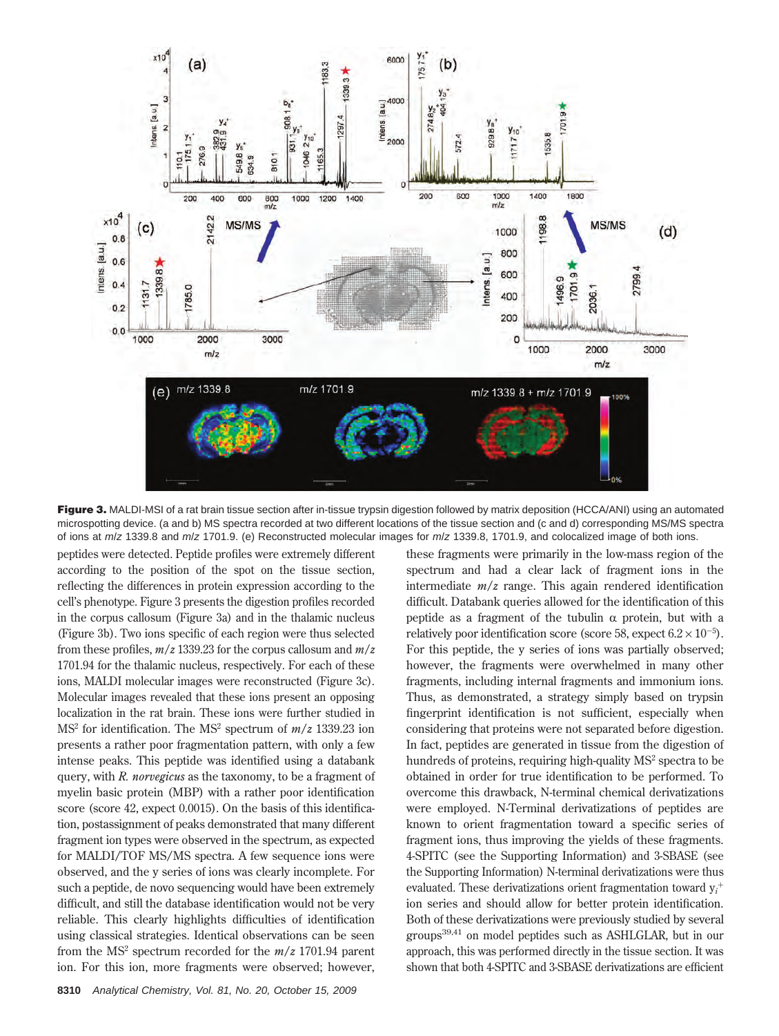**Figure 3.** MALDI-MSI of a rat brain tissue section after in-tissue trypsin digestion followed by matrix deposition (HCCA/ANI) using an automated microspotting device. (a and b) MS spectra recorded at two different locations of the tissue section and (c and d) corresponding MS/MS spectra of ions at *m/z* 1339.8 and *m/z* 1701.9. (e) Reconstructed molecular images for *m/z* 1339.8, 1701.9, and colocalized image of both ions.

peptides were detected. Peptide profiles were extremely different according to the position of the spot on the tissue section, reflecting the differences in protein expression according to the cell's phenotype. Figure 3 presents the digestion profiles recorded in the corpus callosum (Figure 3a) and in the thalamic nucleus (Figure 3b). Two ions specific of each region were thus selected from these profiles, *m/z* 1339.23 for the corpus callosum and *m/z* 1701.94 for the thalamic nucleus, respectively. For each of these ions, MALDI molecular images were reconstructed (Figure 3c). Molecular images revealed that these ions present an opposing localization in the rat brain. These ions were further studied in $MS^2$ for identification. The $MS^2$ spectrum of *m/z* 1339.23 ion presents a rather poor fragmentation pattern, with only a few intense peaks. This peptide was identified using a databank query, with *R. norvegicus* as the taxonomy, to be a fragment of myelin basic protein (MBP) with a rather poor identification score (score 42, expect 0.0015). On the basis of this identification, postassignment of peaks demonstrated that many different fragment ion types were observed in the spectrum, as expected for MALDI/TOF MS/MS spectra. A few sequence ions were observed, and the y series of ions was clearly incomplete. For such a peptide, de novo sequencing would have been extremely difficult, and still the database identification would not be very reliable. This clearly highlights difficulties of identification using classical strategies. Identical observations can be seen from the $MS^2$ spectrum recorded for the *m/z* 1701.94 parent ion. For this ion, more fragments were observed; however, these fragments were primarily in the low-mass region of the spectrum and had a clear lack of fragment ions in the intermediate *m/z* range. This again rendered identification difficult. Databank queries allowed for the identification of this peptide as a fragment of the tubulin α protein, but with a relatively poor identification score (score 58, expect $6.2 \times 10^{-5}$). For this peptide, the y series of ions was partially observed; however, the fragments were overwhelmed in many other fragments, including internal fragments and immonium ions. Thus, as demonstrated, a strategy simply based on trypsin fingerprint identification is not sufficient, especially when considering that proteins were not separated before digestion. In fact, peptides are generated in tissue from the digestion of hundreds of proteins, requiring high-quality $MS^2$ spectra to be obtained in order for true identification to be performed. To overcome this drawback, N-terminal chemical derivatizations were employed. N-Terminal derivatizations of peptides are known to orient fragmentation toward a specific series of fragment ions, thus improving the yields of these fragments. 4-SPITC (see the Supporting Information) and 3-SBASE (see the Supporting Information) N-terminal derivatizations were thus evaluated. These derivatizations orient fragmentation toward $y_i^+$ ion series and should allow for better protein identification. Both of these derivatizations were previously studied by several groups[39,41] on model peptides such as ASHLGLAR, but in our approach, this was performed directly in the tissue section. It was shown that both 4-SPITC and 3-SBASE derivatizations are efficient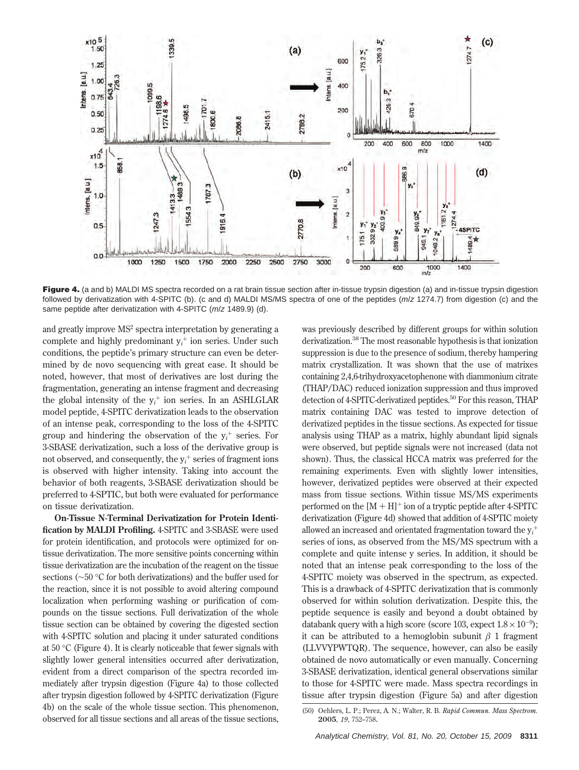**Figure 4.** (a and b) MALDI MS spectra recorded on a rat brain tissue section after in-tissue trypsin digestion (a) and in-tissue trypsin digestion followed by derivatization with 4-SPITC (b). (c and d) MALDI MS/MS spectra of one of the peptides (*m/z* 1274.7) from digestion (c) and the same peptide after derivatization with 4-SPITC (*m/z* 1489.9) (d).

and greatly improve $MS^2$ spectra interpretation by generating a complete and highly predominant $y_i^+$ ion series. Under such conditions, the peptide's primary structure can even be determined by de novo sequencing with great ease. It should be noted, however, that most of derivatives are lost during the fragmentation, generating an intense fragment and decreasing the global intensity of the $y_i^+$ ion series. In an ASHLGLAR model peptide, 4-SPITC derivatization leads to the observation of an intense peak, corresponding to the loss of the 4-SPITC group and hindering the observation of the $y_i^+$ series. For 3-SBASE derivatization, such a loss of the derivative group is not observed, and consequently, the $y_i^+$ series of fragment ions is observed with higher intensity. Taking into account the behavior of both reagents, 3-SBASE derivatization should be preferred to 4-SPTIC, but both were evaluated for performance on tissue derivatization.

**On-Tissue N-Terminal Derivatization for Protein Identification by MALDI Profiling.** 4-SPITC and 3-SBASE were used for protein identification, and protocols were optimized for on-tissue derivatization. The more sensitive points concerning within tissue derivatization are the incubation of the reagent on the tissue sections (~50 °C for both derivatizations) and the buffer used for the reaction, since it is not possible to avoid altering compound localization when performing washing or purification of compounds on the tissue sections. Full derivatization of the whole tissue section can be obtained by covering the digested section with 4-SPITC solution and placing it under saturated conditions at 50 °C (Figure 4). It is clearly noticeable that fewer signals with slightly lower general intensities occurred after derivatization, evident from a direct comparison of the spectra recorded immediately after trypsin digestion (Figure 4a) to those collected after trypsin digestion followed by 4-SPITC derivatization (Figure 4b) on the scale of the whole tissue section. This phenomenon, observed for all tissue sections and all areas of the tissue sections, was previously described by different groups for within solution derivatization.[38] The most reasonable hypothesis is that ionization suppression is due to the presence of sodium, thereby hampering matrix crystallization. It was shown that the use of matrixes containing 2,4,6-trihydroxyacetophenone with diammonium citrate (THAP/DAC) reduced ionization suppression and thus improved detection of 4-SPITC-derivatized peptides.[50] For this reason, THAP matrix containing DAC was tested to improve detection of derivatized peptides in the tissue sections. As expected for tissue analysis using THAP as a matrix, highly abundant lipid signals were observed, but peptide signals were not increased (data not shown). Thus, the classical HCCA matrix was preferred for the remaining experiments. Even with slightly lower intensities, however, derivatized peptides were observed at their expected mass from tissue sections. Within tissue MS/MS experiments performed on the $[M + H]^+$ ion of a tryptic peptide after 4-SPITC derivatization (Figure 4d) showed that addition of 4-SPTIC moiety allowed an increased and orientated fragmentation toward the $y_i^+$ series of ions, as observed from the MS/MS spectrum with a complete and quite intense y series. In addition, it should be noted that an intense peak corresponding to the loss of the 4-SPITC moiety was observed in the spectrum, as expected. This is a drawback of 4-SPITC derivatization that is commonly observed for within solution derivatization. Despite this, the peptide sequence is easily and beyond a doubt obtained by databank query with a high score (score 103, expect $1.8 \times 10^{-9}$); it can be attributed to a hemoglobin subunit $\beta$ 1 fragment (LLVVYPWTQR). The sequence, however, can also be easily obtained de novo automatically or even manually. Concerning 3-SBASE derivatization, identical general observations similar to those for 4-SPITC were made. Mass spectra recordings in tissue after trypsin digestion (Figure 5a) and after digestion

(50) Oehlers, L. P.; Perez, A. N.; Walter, R. B. *Rapid Commun. Mass Spectrom.* **2005**, *19*, 752–758.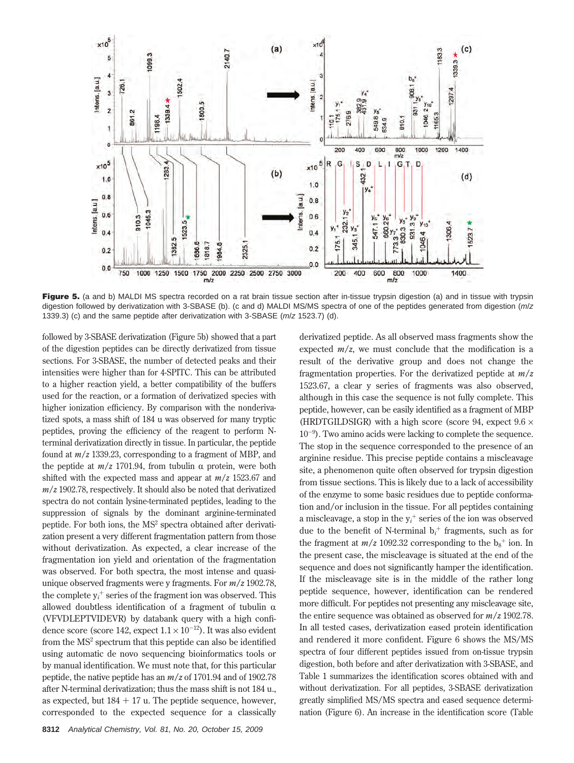**Figure 5.** (a and b) MALDI MS spectra recorded on a rat brain tissue section after in-tissue trypsin digestion (a) and in tissue with trypsin digestion followed by derivatization with 3-SBASE (b). (c and d) MALDI MS/MS spectra of one of the peptides generated from digestion ($m/z$ 1339.3) (c) and the same peptide after derivatization with 3-SBASE ($m/z$ 1523.7) (d).

followed by 3-SBASE derivatization (Figure 5b) showed that a part of the digestion peptides can be directly derivatized from tissue sections. For 3-SBASE, the number of detected peaks and their intensities were higher than for 4-SPITC. This can be attributed to a higher reaction yield, a better compatibility of the buffers used for the reaction, or a formation of derivatized species with higher ionization efficiency. By comparison with the nonderivatized spots, a mass shift of 184 u was observed for many tryptic peptides, proving the efficiency of the reagent to perform N-terminal derivatization directly in tissue. In particular, the peptide found at $m/z$ 1339.23, corresponding to a fragment of MBP, and the peptide at $m/z$ 1701.94, from tubulin α protein, were both shifted with the expected mass and appear at $m/z$ 1523.67 and $m/z$ 1902.78, respectively. It should also be noted that derivatized spectra do not contain lysine-terminated peptides, leading to the suppression of signals by the dominant arginine-terminated peptide. For both ions, the $MS^2$ spectra obtained after derivatization present a very different fragmentation pattern from those without derivatization. As expected, a clear increase of the fragmentation ion yield and orientation of the fragmentation was observed. For both spectra, the most intense and quasi-unique observed fragments were y fragments. For $m/z$ 1902.78, the complete $y_i^+$ series of the fragment ion was observed. This allowed doubtless identification of a fragment of tubulin α (VFVDLEPTVIDEVR) by databank query with a high confidence score (score 142, expect $1.1 \times 10^{-12}$). It was also evident from the $MS^2$ spectrum that this peptide can also be identified using automatic de novo sequencing bioinformatics tools or by manual identification. We must note that, for this particular peptide, the native peptide has an $m/z$ of 1701.94 and of 1902.78 after N-terminal derivatization; thus the mass shift is not 184 u., as expected, but 184 + 17 u. The peptide sequence, however, corresponded to the expected sequence for a classically derivatized peptide. As all observed mass fragments show the expected $m/z$, we must conclude that the modification is a result of the derivative group and does not change the fragmentation properties. For the derivatized peptide at $m/z$ 1523.67, a clear y series of fragments was also observed, although in this case the sequence is not fully complete. This peptide, however, can be easily identified as a fragment of MBP (HRDTGILDSIGR) with a high score (score 94, expect $9.6 \times 10^{-9}$). Two amino acids were lacking to complete the sequence. The stop in the sequence corresponded to the presence of an arginine residue. This precise peptide contains a miscleavage site, a phenomenon quite often observed for trypsin digestion from tissue sections. This is likely due to a lack of accessibility of the enzyme to some basic residues due to peptide conformation and/or inclusion in the tissue. For all peptides containing a miscleavage, a stop in the $y_i^+$ series of the ion was observed due to the benefit of N-terminal $b_i^+$ fragments, such as for the fragment at $m/z$ 1092.32 corresponding to the $b_8^+$ ion. In the present case, the miscleavage is situated at the end of the sequence and does not significantly hamper the identification. If the miscleavage site is in the middle of the rather long peptide sequence, however, identification can be rendered more difficult. For peptides not presenting any miscleavage site, the entire sequence was obtained as observed for $m/z$ 1902.78. In all tested cases, derivatization eased protein identification and rendered it more confident. Figure 6 shows the MS/MS spectra of four different peptides issued from on-tissue trypsin digestion, both before and after derivatization with 3-SBASE, and Table 1 summarizes the identification scores obtained with and without derivatization. For all peptides, 3-SBASE derivatization greatly simplified MS/MS spectra and eased sequence determination (Figure 6). An increase in the identification score (Table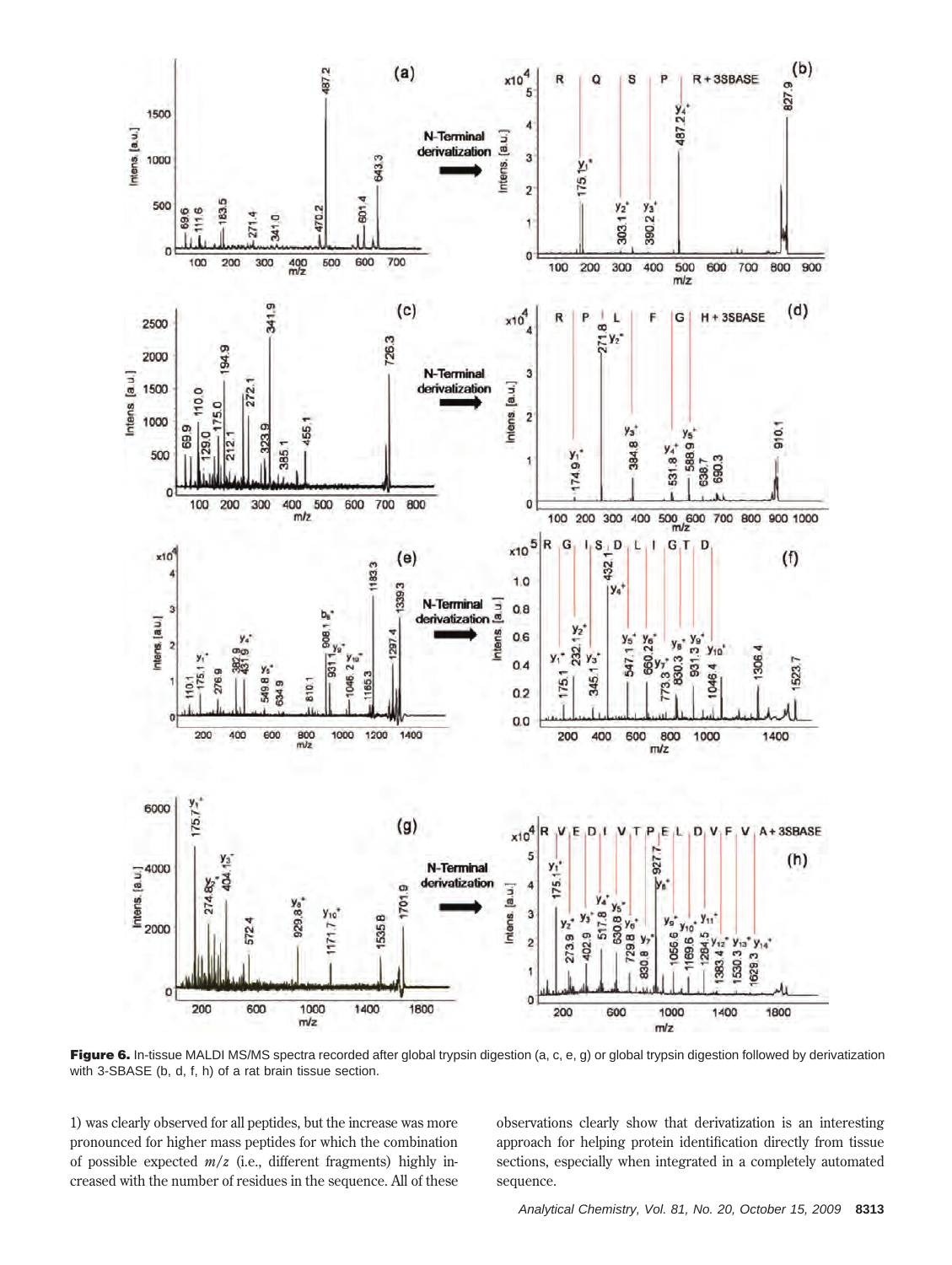**Figure 6.** In-tissue MALDI MS/MS spectra recorded after global trypsin digestion (a, c, e, g) or global trypsin digestion followed by derivatization with 3-SBASE (b, d, f, h) of a rat brain tissue section.

1) was clearly observed for all peptides, but the increase was more pronounced for higher mass peptides for which the combination of possible expected *m/z* (i.e., different fragments) highly increased with the number of residues in the sequence. All of these observations clearly show that derivatization is an interesting approach for helping protein identification directly from tissue sections, especially when integrated in a completely automated sequence.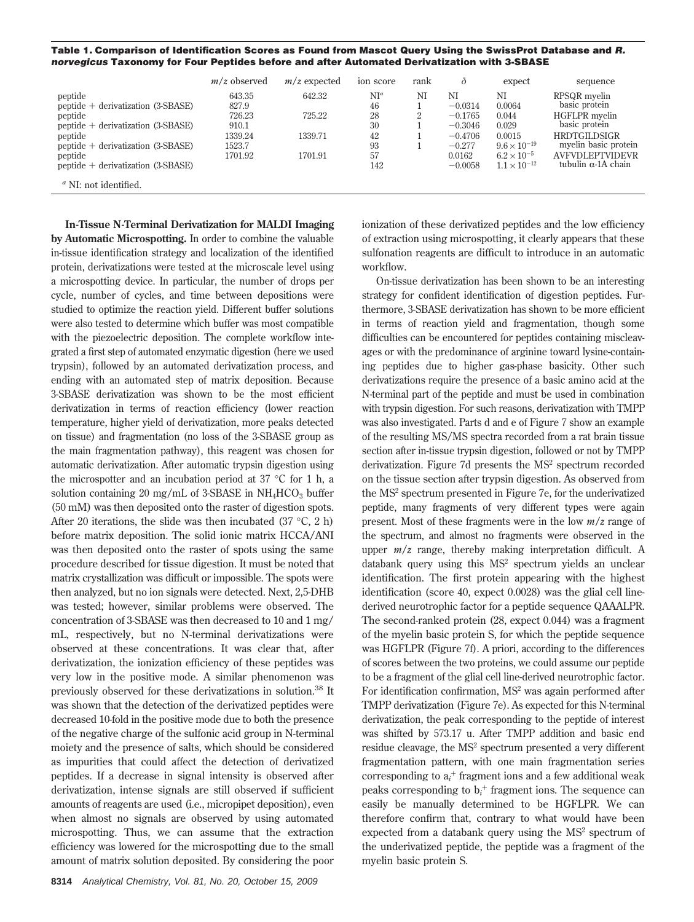**Table 1. Comparison of Identification Scores as Found from Mascot Query Using the SwissProt Database and *R. norvegicus* Taxonomy for Four Peptides before and after Automated Derivatization with 3-SBASE**

| | $m/z$ observed | $m/z$ expected | ion score | rank | $\delta$ | expect | sequence |
|---|---|---|---|---|---|---|---|
| peptide | 643.35 | 642.32 | NI[a] | NI | NI | NI | RPSQR myelin |
| peptide + derivatization (3-SBASE) | 827.9 | | 46 | 1 | −0.0314 | 0.0064 | basic protein |
| peptide | 726.23 | 725.22 | 28 | 2 | −0.1765 | 0.044 | HGFLPR myelin |
| peptide + derivatization (3-SBASE) | 910.1 | | 30 | 1 | −0.3046 | 0.029 | basic protein |
| peptide | 1339.24 | 1339.71 | 42 | 1 | −0.4706 | 0.0015 | HRDTGILDSIGR |
| peptide + derivatization (3-SBASE) | 1523.7 | | 93 | 1 | −0.277 | $9.6 \times 10^{-19}$ | myelin basic protein |
| peptide | 1701.92 | 1701.91 | 57 | | 0.0162 | $6.2 \times 10^{-5}$ | AVFVDLEPTVIDEVR |
| peptide + derivatization (3-SBASE) | | | 142 | | −0.0058 | $1.1 \times 10^{-12}$ | tubulin α-1A chain |

[a] NI: not identified.

**In-Tissue N-Terminal Derivatization for MALDI Imaging by Automatic Microspotting.** In order to combine the valuable in-tissue identification strategy and localization of the identified protein, derivatizations were tested at the microscale level using a microspotting device. In particular, the number of drops per cycle, number of cycles, and time between depositions were studied to optimize the reaction yield. Different buffer solutions were also tested to determine which buffer was most compatible with the piezoelectric deposition. The complete workflow integrated a first step of automated enzymatic digestion (here we used trypsin), followed by an automated derivatization process, and ending with an automated step of matrix deposition. Because 3-SBASE derivatization was shown to be the most efficient derivatization in terms of reaction efficiency (lower reaction temperature, higher yield of derivatization, more peaks detected on tissue) and fragmentation (no loss of the 3-SBASE group as the main fragmentation pathway), this reagent was chosen for automatic derivatization. After automatic trypsin digestion using the microspotter and an incubation period at 37 °C for 1 h, a solution containing 20 mg/mL of 3-SBASE in $NH_4HCO_3$ buffer (50 mM) was then deposited onto the raster of digestion spots. After 20 iterations, the slide was then incubated (37 °C, 2 h) before matrix deposition. The solid ionic matrix HCCA/ANI was then deposited onto the raster of spots using the same procedure described for tissue digestion. It must be noted that matrix crystallization was difficult or impossible. The spots were then analyzed, but no ion signals were detected. Next, 2,5-DHB was tested; however, similar problems were observed. The concentration of 3-SBASE was then decreased to 10 and 1 mg/mL, respectively, but no N-terminal derivatizations were observed at these concentrations. It was clear that, after derivatization, the ionization efficiency of these peptides was very low in the positive mode. A similar phenomenon was previously observed for these derivatizations in solution.[38] It was shown that the detection of the derivatized peptides were decreased 10-fold in the positive mode due to both the presence of the negative charge of the sulfonic acid group in N-terminal moiety and the presence of salts, which should be considered as impurities that could affect the detection of derivatized peptides. If a decrease in signal intensity is observed after derivatization, intense signals are still observed if sufficient amounts of reagents are used (i.e., micropipet deposition), even when almost no signals are observed by using automated microspotting. Thus, we can assume that the extraction efficiency was lowered for the microspotting due to the small amount of matrix solution deposited. By considering the poor ionization of these derivatized peptides and the low efficiency of extraction using microspotting, it clearly appears that these sulfonation reagents are difficult to introduce in an automatic workflow.

On-tissue derivatization has been shown to be an interesting strategy for confident identification of digestion peptides. Furthermore, 3-SBASE derivatization has shown to be more efficient in terms of reaction yield and fragmentation, though some difficulties can be encountered for peptides containing miscleavages or with the predominance of arginine toward lysine-containing peptides due to higher gas-phase basicity. Other such derivatizations require the presence of a basic amino acid at the N-terminal part of the peptide and must be used in combination with trypsin digestion. For such reasons, derivatization with TMPP was also investigated. Parts d and e of Figure 7 show an example of the resulting MS/MS spectra recorded from a rat brain tissue section after in-tissue trypsin digestion, followed or not by TMPP derivatization. Figure 7d presents the $MS^2$ spectrum recorded on the tissue section after trypsin digestion. As observed from the $MS^2$ spectrum presented in Figure 7e, for the underivatized peptide, many fragments of very different types were again present. Most of these fragments were in the low $m/z$ range of the spectrum, and almost no fragments were observed in the upper $m/z$ range, thereby making interpretation difficult. A databank query using this $MS^2$ spectrum yields an unclear identification. The first protein appearing with the highest identification (score 40, expect 0.0028) was the glial cell line-derived neurotrophic factor for a peptide sequence QAAALPR. The second-ranked protein (28, expect 0.044) was a fragment of the myelin basic protein S, for which the peptide sequence was HGFLPR (Figure 7f). A priori, according to the differences of scores between the two proteins, we could assume our peptide to be a fragment of the glial cell line-derived neurotrophic factor. For identification confirmation, $MS^2$ was again performed after TMPP derivatization (Figure 7e). As expected for this N-terminal derivatization, the peak corresponding to the peptide of interest was shifted by 573.17 u. After TMPP addition and basic end residue cleavage, the $MS^2$ spectrum presented a very different fragmentation pattern, with one main fragmentation series corresponding to $a_i^+$ fragment ions and a few additional weak peaks corresponding to $b_i^+$ fragment ions. The sequence can easily be manually determined to be HGFLPR. We can therefore confirm that, contrary to what would have been expected from a databank query using the $MS^2$ spectrum of the underivatized peptide, the peptide was a fragment of the myelin basic protein S.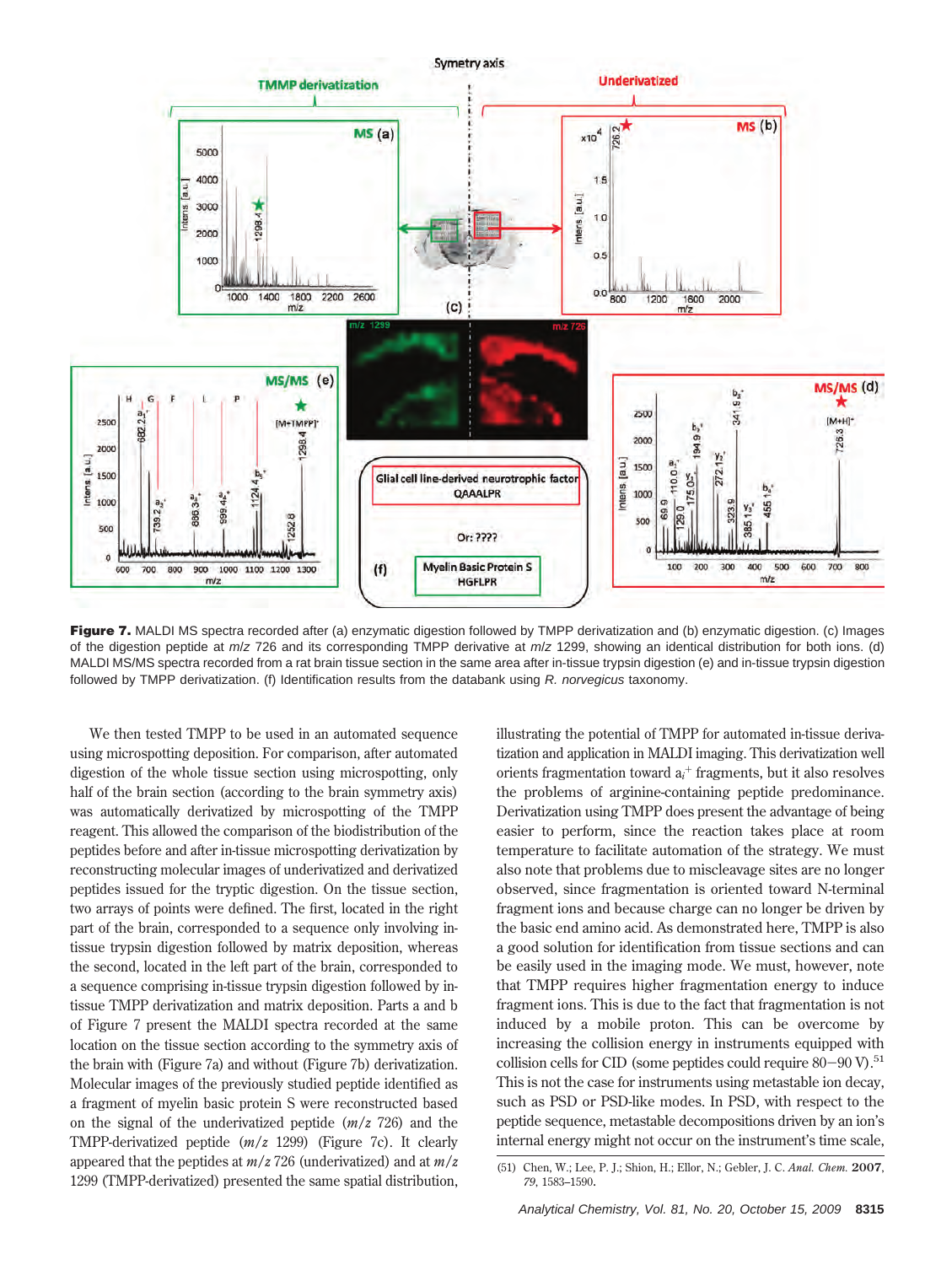**Figure 7.** MALDI MS spectra recorded after (a) enzymatic digestion followed by TMPP derivatization and (b) enzymatic digestion. (c) Images of the digestion peptide at *m/z* 726 and its corresponding TMPP derivative at *m/z* 1299, showing an identical distribution for both ions. (d) MALDI MS/MS spectra recorded from a rat brain tissue section in the same area after in-tissue trypsin digestion (e) and in-tissue trypsin digestion followed by TMPP derivatization. (f) Identification results from the databank using *R. norvegicus* taxonomy.

We then tested TMPP to be used in an automated sequence using microspotting deposition. For comparison, after automated digestion of the whole tissue section using microspotting, only half of the brain section (according to the brain symmetry axis) was automatically derivatized by microspotting of the TMPP reagent. This allowed the comparison of the biodistribution of the peptides before and after in-tissue microspotting derivatization by reconstructing molecular images of underivatized and derivatized peptides issued for the tryptic digestion. On the tissue section, two arrays of points were defined. The first, located in the right part of the brain, corresponded to a sequence only involving in-tissue trypsin digestion followed by matrix deposition, whereas the second, located in the left part of the brain, corresponded to a sequence comprising in-tissue trypsin digestion followed by in-tissue TMPP derivatization and matrix deposition. Parts a and b of Figure 7 present the MALDI spectra recorded at the same location on the tissue section according to the symmetry axis of the brain with (Figure 7a) and without (Figure 7b) derivatization. Molecular images of the previously studied peptide identified as a fragment of myelin basic protein S were reconstructed based on the signal of the underivatized peptide (*m/z* 726) and the TMPP-derivatized peptide (*m/z* 1299) (Figure 7c). It clearly appeared that the peptides at *m/z* 726 (underivatized) and at *m/z* 1299 (TMPP-derivatized) presented the same spatial distribution, illustrating the potential of TMPP for automated in-tissue derivatization and application in MALDI imaging. This derivatization well orients fragmentation toward $a_i^+$ fragments, but it also resolves the problems of arginine-containing peptide predominance. Derivatization using TMPP does present the advantage of being easier to perform, since the reaction takes place at room temperature to facilitate automation of the strategy. We must also note that problems due to miscleavage sites are no longer observed, since fragmentation is oriented toward N-terminal fragment ions and because charge can no longer be driven by the basic end amino acid. As demonstrated here, TMPP is also a good solution for identification from tissue sections and can be easily used in the imaging mode. We must, however, note that TMPP requires higher fragmentation energy to induce fragment ions. This is due to the fact that fragmentation is not induced by a mobile proton. This can be overcome by increasing the collision energy in instruments equipped with collision cells for CID (some peptides could require 80−90 V).[51] This is not the case for instruments using metastable ion decay, such as PSD or PSD-like modes. In PSD, with respect to the peptide sequence, metastable decompositions driven by an ion's internal energy might not occur on the instrument's time scale,

(51) Chen, W.; Lee, P. J.; Shion, H.; Ellor, N.; Gebler, J. C. *Anal. Chem.* **2007**, *79*, 1583–1590.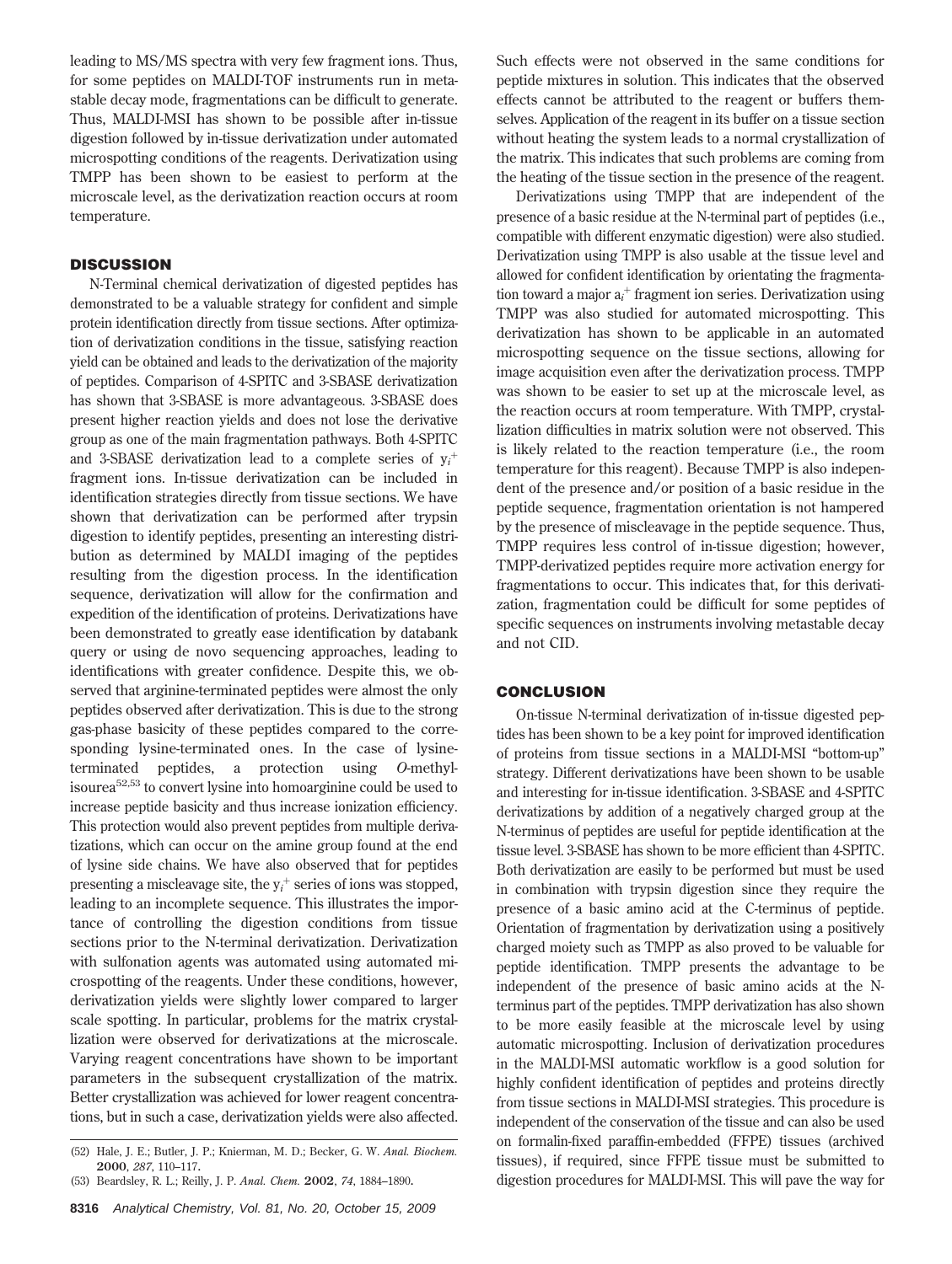leading to MS/MS spectra with very few fragment ions. Thus, for some peptides on MALDI-TOF instruments run in metastable decay mode, fragmentations can be difficult to generate. Thus, MALDI-MSI has shown to be possible after in-tissue digestion followed by in-tissue derivatization under automated microspotting conditions of the reagents. Derivatization using TMPP has been shown to be easiest to perform at the microscale level, as the derivatization reaction occurs at room temperature.

## DISCUSSION

N-Terminal chemical derivatization of digested peptides has demonstrated to be a valuable strategy for confident and simple protein identification directly from tissue sections. After optimization of derivatization conditions in the tissue, satisfying reaction yield can be obtained and leads to the derivatization of the majority of peptides. Comparison of 4-SPITC and 3-SBASE derivatization has shown that 3-SBASE is more advantageous. 3-SBASE does present higher reaction yields and does not lose the derivative group as one of the main fragmentation pathways. Both 4-SPITC and 3-SBASE derivatization lead to a complete series of $y_i^+$ fragment ions. In-tissue derivatization can be included in identification strategies directly from tissue sections. We have shown that derivatization can be performed after trypsin digestion to identify peptides, presenting an interesting distribution as determined by MALDI imaging of the peptides resulting from the digestion process. In the identification sequence, derivatization will allow for the confirmation and expedition of the identification of proteins. Derivatizations have been demonstrated to greatly ease identification by databank query or using de novo sequencing approaches, leading to identifications with greater confidence. Despite this, we observed that arginine-terminated peptides were almost the only peptides observed after derivatization. This is due to the strong gas-phase basicity of these peptides compared to the corresponding lysine-terminated ones. In the case of lysine-terminated peptides, a protection using *O*-methylisourea[52,53] to convert lysine into homoarginine could be used to increase peptide basicity and thus increase ionization efficiency. This protection would also prevent peptides from multiple derivatizations, which can occur on the amine group found at the end of lysine side chains. We have also observed that for peptides presenting a miscleavage site, the $y_i^+$ series of ions was stopped, leading to an incomplete sequence. This illustrates the importance of controlling the digestion conditions from tissue sections prior to the N-terminal derivatization. Derivatization with sulfonation agents was automated using automated microspotting of the reagents. Under these conditions, however, derivatization yields were slightly lower compared to larger scale spotting. In particular, problems for the matrix crystallization were observed for derivatizations at the microscale. Varying reagent concentrations have shown to be important parameters in the subsequent crystallization of the matrix. Better crystallization was achieved for lower reagent concentrations, but in such a case, derivatization yields were also affected. Such effects were not observed in the same conditions for peptide mixtures in solution. This indicates that the observed effects cannot be attributed to the reagent or buffers themselves. Application of the reagent in its buffer on a tissue section without heating the system leads to a normal crystallization of the matrix. This indicates that such problems are coming from the heating of the tissue section in the presence of the reagent.

Derivatizations using TMPP that are independent of the presence of a basic residue at the N-terminal part of peptides (i.e., compatible with different enzymatic digestion) were also studied. Derivatization using TMPP is also usable at the tissue level and allowed for confident identification by orientating the fragmentation toward a major $a_i^+$ fragment ion series. Derivatization using TMPP was also studied for automated microspotting. This derivatization has shown to be applicable in an automated microspotting sequence on the tissue sections, allowing for image acquisition even after the derivatization process. TMPP was shown to be easier to set up at the microscale level, as the reaction occurs at room temperature. With TMPP, crystallization difficulties in matrix solution were not observed. This is likely related to the reaction temperature (i.e., the room temperature for this reagent). Because TMPP is also independent of the presence and/or position of a basic residue in the peptide sequence, fragmentation orientation is not hampered by the presence of miscleavage in the peptide sequence. Thus, TMPP requires less control of in-tissue digestion; however, TMPP-derivatized peptides require more activation energy for fragmentations to occur. This indicates that, for this derivatization, fragmentation could be difficult for some peptides of specific sequences on instruments involving metastable decay and not CID.

## CONCLUSION

On-tissue N-terminal derivatization of in-tissue digested peptides has been shown to be a key point for improved identification of proteins from tissue sections in a MALDI-MSI "bottom-up" strategy. Different derivatizations have been shown to be usable and interesting for in-tissue identification. 3-SBASE and 4-SPITC derivatizations by addition of a negatively charged group at the N-terminus of peptides are useful for peptide identification at the tissue level. 3-SBASE has shown to be more efficient than 4-SPITC. Both derivatization are easily to be performed but must be used in combination with trypsin digestion since they require the presence of a basic amino acid at the C-terminus of peptide. Orientation of fragmentation by derivatization using a positively charged moiety such as TMPP as also proved to be valuable for peptide identification. TMPP presents the advantage to be independent of the presence of basic amino acids at the N-terminus part of the peptides. TMPP derivatization has also shown to be more easily feasible at the microscale level by using automatic microspotting. Inclusion of derivatization procedures in the MALDI-MSI automatic workflow is a good solution for highly confident identification of peptides and proteins directly from tissue sections in MALDI-MSI strategies. This procedure is independent of the conservation of the tissue and can also be used on formalin-fixed paraffin-embedded (FFPE) tissues (archived tissues), if required, since FFPE tissue must be submitted to digestion procedures for MALDI-MSI. This will pave the way for

(52) Hale, J. E.; Butler, J. P.; Knierman, M. D.; Becker, G. W. *Anal. Biochem.* **2000**, *287*, 110–117.

(53) Beardsley, R. L.; Reilly, J. P. *Anal. Chem.* **2002**, *74*, 1884–1890.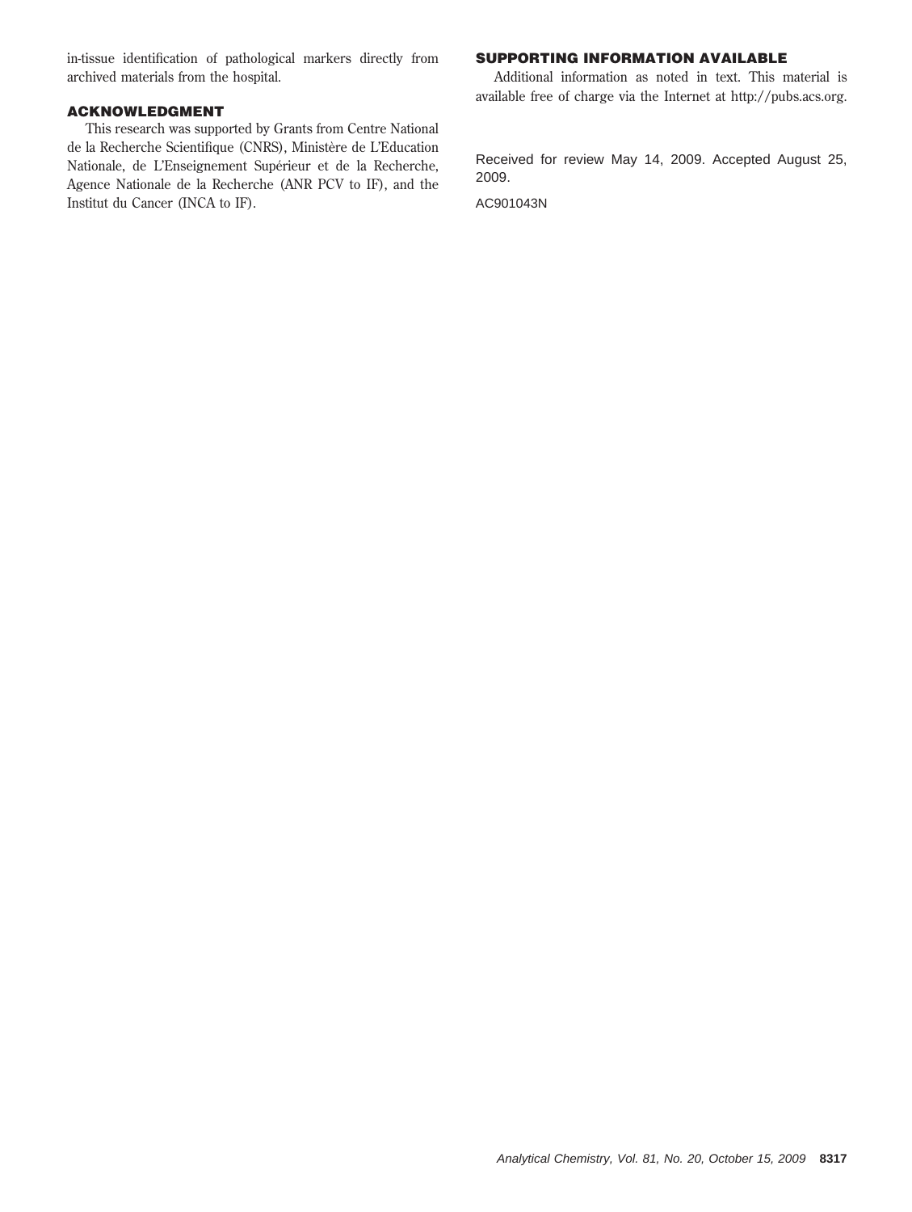in-tissue identification of pathological markers directly from archived materials from the hospital.

## ACKNOWLEDGMENT

This research was supported by Grants from Centre National de la Recherche Scientifique (CNRS), Ministère de L'Education Nationale, de L'Enseignement Supérieur et de la Recherche, Agence Nationale de la Recherche (ANR PCV to IF), and the Institut du Cancer (INCA to IF).

## SUPPORTING INFORMATION AVAILABLE

Additional information as noted in text. This material is available free of charge via the Internet at http://pubs.acs.org.

Received for review May 14, 2009. Accepted August 25, 2009.

AC901043N